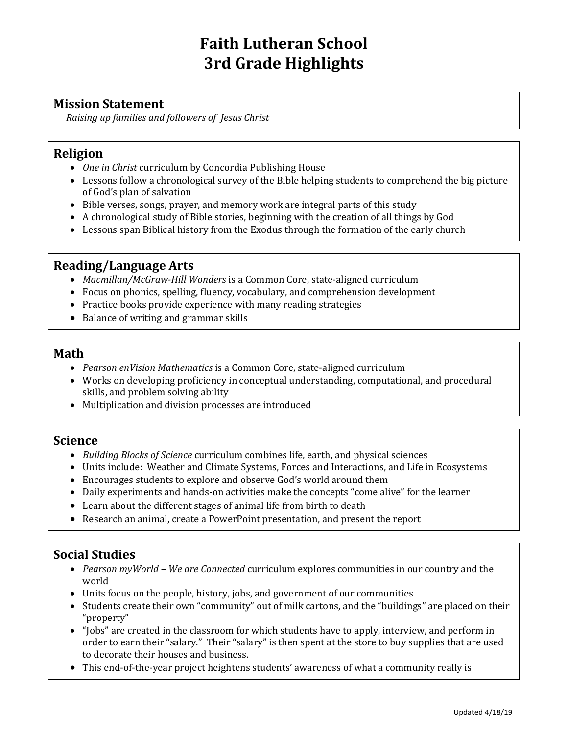# Faith Lutheran School
# 3rd Grade Highlights

## Mission Statement

*Raising up families and followers of Jesus Christ*

## Religion

- *One in Christ* curriculum by Concordia Publishing House
- Lessons follow a chronological survey of the Bible helping students to comprehend the big picture of God's plan of salvation
- Bible verses, songs, prayer, and memory work are integral parts of this study
- A chronological study of Bible stories, beginning with the creation of all things by God
- Lessons span Biblical history from the Exodus through the formation of the early church

## Reading/Language Arts

- *Macmillan/McGraw-Hill Wonders* is a Common Core, state-aligned curriculum
- Focus on phonics, spelling, fluency, vocabulary, and comprehension development
- Practice books provide experience with many reading strategies
- Balance of writing and grammar skills

## Math

- *Pearson enVision Mathematics* is a Common Core, state-aligned curriculum
- Works on developing proficiency in conceptual understanding, computational, and procedural skills, and problem solving ability
- Multiplication and division processes are introduced

## Science

- *Building Blocks of Science* curriculum combines life, earth, and physical sciences
- Units include: Weather and Climate Systems, Forces and Interactions, and Life in Ecosystems
- Encourages students to explore and observe God's world around them
- Daily experiments and hands-on activities make the concepts "come alive" for the learner
- Learn about the different stages of animal life from birth to death
- Research an animal, create a PowerPoint presentation, and present the report

## Social Studies

- *Pearson myWorld – We are Connected* curriculum explores communities in our country and the world
- Units focus on the people, history, jobs, and government of our communities
- Students create their own "community" out of milk cartons, and the "buildings" are placed on their "property"
- "Jobs" are created in the classroom for which students have to apply, interview, and perform in order to earn their "salary." Their "salary" is then spent at the store to buy supplies that are used to decorate their houses and business.
- This end-of-the-year project heightens students' awareness of what a community really is

Updated 4/18/19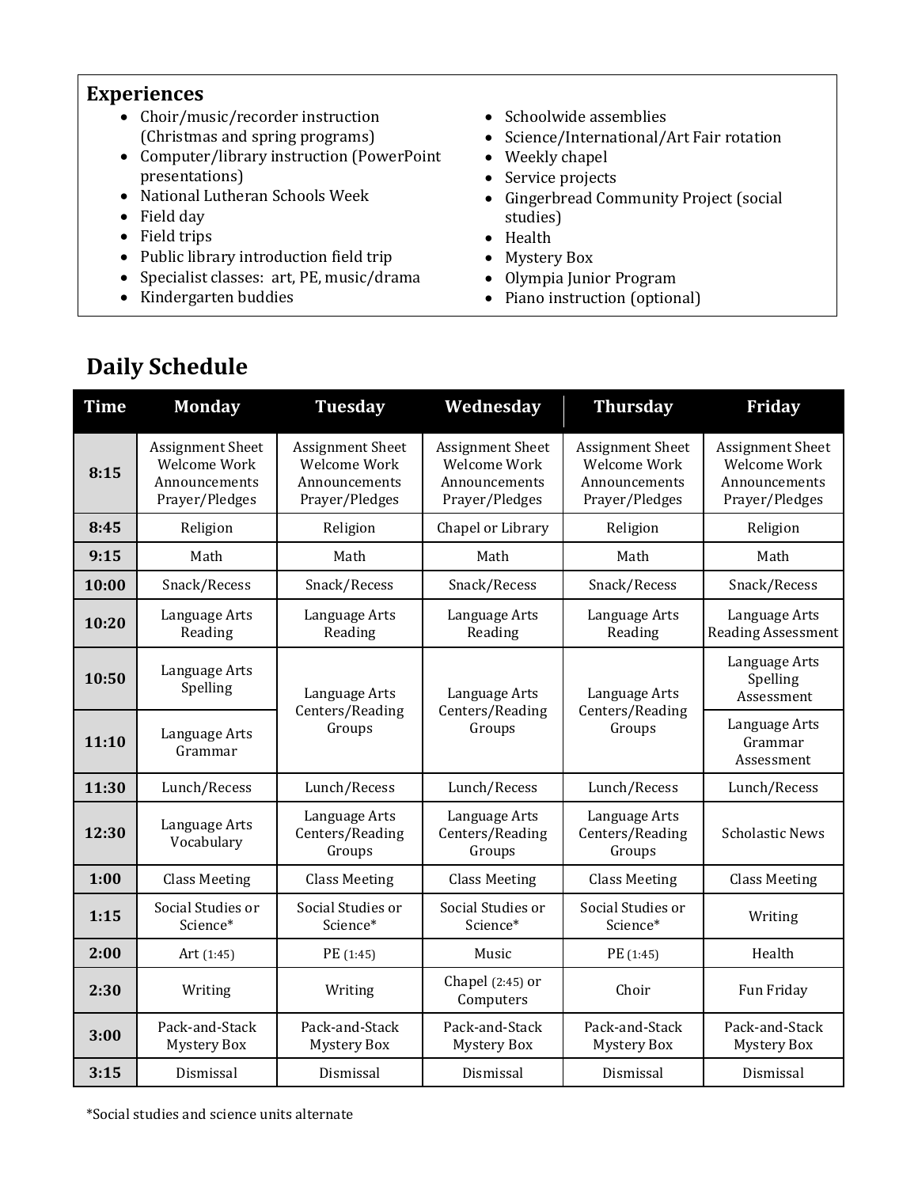## Experiences

- Choir/music/recorder instruction (Christmas and spring programs)
- Computer/library instruction (PowerPoint presentations)
- National Lutheran Schools Week
- Field day
- Field trips
- Public library introduction field trip
- Specialist classes: art, PE, music/drama
- Kindergarten buddies
- Schoolwide assemblies
- Science/International/Art Fair rotation
- Weekly chapel
- Service projects
- Gingerbread Community Project (social studies)
- Health
- Mystery Box
- Olympia Junior Program
- Piano instruction (optional)

## Daily Schedule

| Time | Monday | Tuesday | Wednesday | Thursday | Friday |
|---|---|---|---|---|---|
| 8:15 | Assignment Sheet Welcome Work Announcements Prayer/Pledges | Assignment Sheet Welcome Work Announcements Prayer/Pledges | Assignment Sheet Welcome Work Announcements Prayer/Pledges | Assignment Sheet Welcome Work Announcements Prayer/Pledges | Assignment Sheet Welcome Work Announcements Prayer/Pledges |
| 8:45 | Religion | Religion | Chapel or Library | Religion | Religion |
| 9:15 | Math | Math | Math | Math | Math |
| 10:00 | Snack/Recess | Snack/Recess | Snack/Recess | Snack/Recess | Snack/Recess |
| 10:20 | Language Arts Reading | Language Arts Reading | Language Arts Reading | Language Arts Reading | Language Arts Reading Assessment |
| 10:50 | Language Arts Spelling | Language Arts Centers/Reading Groups | Language Arts Centers/Reading Groups | Language Arts Centers/Reading Groups | Language Arts Spelling Assessment |
| 11:10 | Language Arts Grammar | | | | Language Arts Grammar Assessment |
| 11:30 | Lunch/Recess | Lunch/Recess | Lunch/Recess | Lunch/Recess | Lunch/Recess |
| 12:30 | Language Arts Vocabulary | Language Arts Centers/Reading Groups | Language Arts Centers/Reading Groups | Language Arts Centers/Reading Groups | Scholastic News |
| 1:00 | Class Meeting | Class Meeting | Class Meeting | Class Meeting | Class Meeting |
| 1:15 | Social Studies or Science* | Social Studies or Science* | Social Studies or Science* | Social Studies or Science* | Writing |
| 2:00 | Art (1:45) | PE (1:45) | Music | PE (1:45) | Health |
| 2:30 | Writing | Writing | Chapel (2:45) or Computers | Choir | Fun Friday |
| 3:00 | Pack-and-Stack Mystery Box | Pack-and-Stack Mystery Box | Pack-and-Stack Mystery Box | Pack-and-Stack Mystery Box | Pack-and-Stack Mystery Box |
| 3:15 | Dismissal | Dismissal | Dismissal | Dismissal | Dismissal |

*Social studies and science units alternate